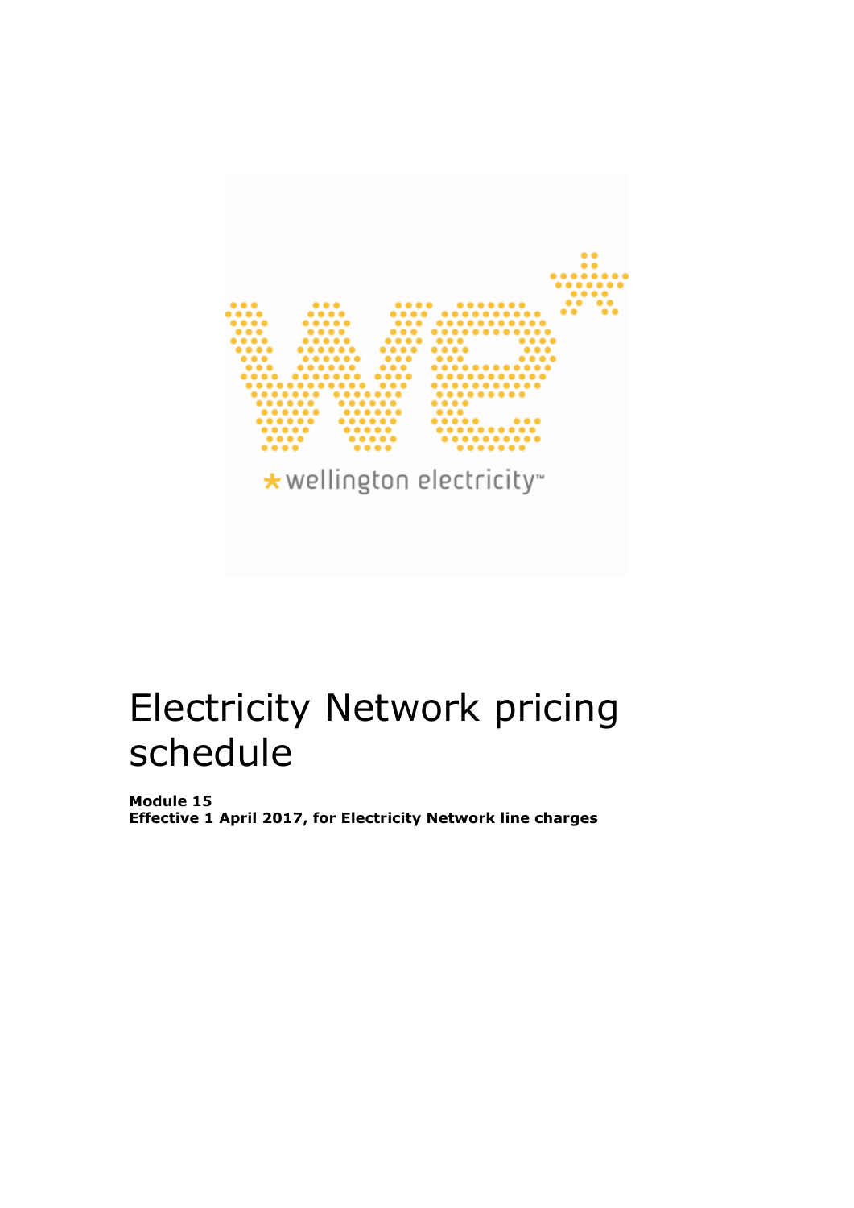# Electricity Network pricing schedule

**Module 15**
**Effective 1 April 2017, for Electricity Network line charges**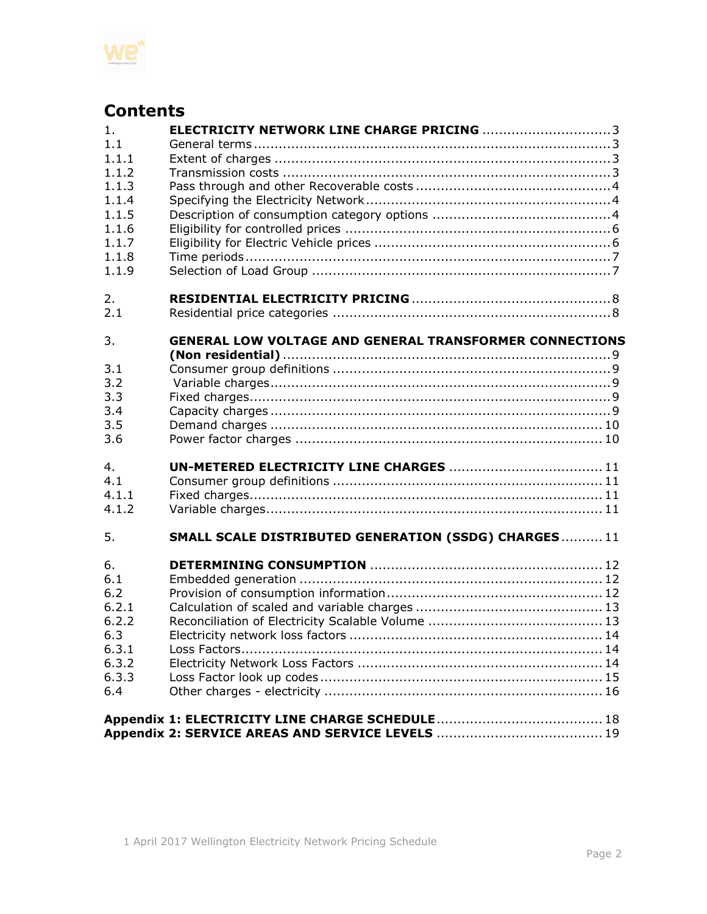# Contents

| | | |
|---|---|---|
| 1. | **ELECTRICITY NETWORK LINE CHARGE PRICING** | 3 |
| 1.1 | General terms | 3 |
| 1.1.1 | Extent of charges | 3 |
| 1.1.2 | Transmission costs | 3 |
| 1.1.3 | Pass through and other Recoverable costs | 4 |
| 1.1.4 | Specifying the Electricity Network | 4 |
| 1.1.5 | Description of consumption category options | 4 |
| 1.1.6 | Eligibility for controlled prices | 6 |
| 1.1.7 | Eligibility for Electric Vehicle prices | 6 |
| 1.1.8 | Time periods | 7 |
| 1.1.9 | Selection of Load Group | 7 |
| 2. | **RESIDENTIAL ELECTRICITY PRICING** | 8 |
| 2.1 | Residential price categories | 8 |
| 3. | **GENERAL LOW VOLTAGE AND GENERAL TRANSFORMER CONNECTIONS (Non residential)** | 9 |
| 3.1 | Consumer group definitions | 9 |
| 3.2 | Variable charges | 9 |
| 3.3 | Fixed charges | 9 |
| 3.4 | Capacity charges | 9 |
| 3.5 | Demand charges | 10 |
| 3.6 | Power factor charges | 10 |
| 4. | **UN-METERED ELECTRICITY LINE CHARGES** | 11 |
| 4.1 | Consumer group definitions | 11 |
| 4.1.1 | Fixed charges | 11 |
| 4.1.2 | Variable charges | 11 |
| 5. | **SMALL SCALE DISTRIBUTED GENERATION (SSDG) CHARGES** | 11 |
| 6. | **DETERMINING CONSUMPTION** | 12 |
| 6.1 | Embedded generation | 12 |
| 6.2 | Provision of consumption information | 12 |
| 6.2.1 | Calculation of scaled and variable charges | 13 |
| 6.2.2 | Reconciliation of Electricity Scalable Volume | 13 |
| 6.3 | Electricity network loss factors | 14 |
| 6.3.1 | Loss Factors | 14 |
| 6.3.2 | Electricity Network Loss Factors | 14 |
| 6.3.3 | Loss Factor look up codes | 15 |
| 6.4 | Other charges - electricity | 16 |

**Appendix 1: ELECTRICITY LINE CHARGE SCHEDULE** .... 18

**Appendix 2: SERVICE AREAS AND SERVICE LEVELS** .... 19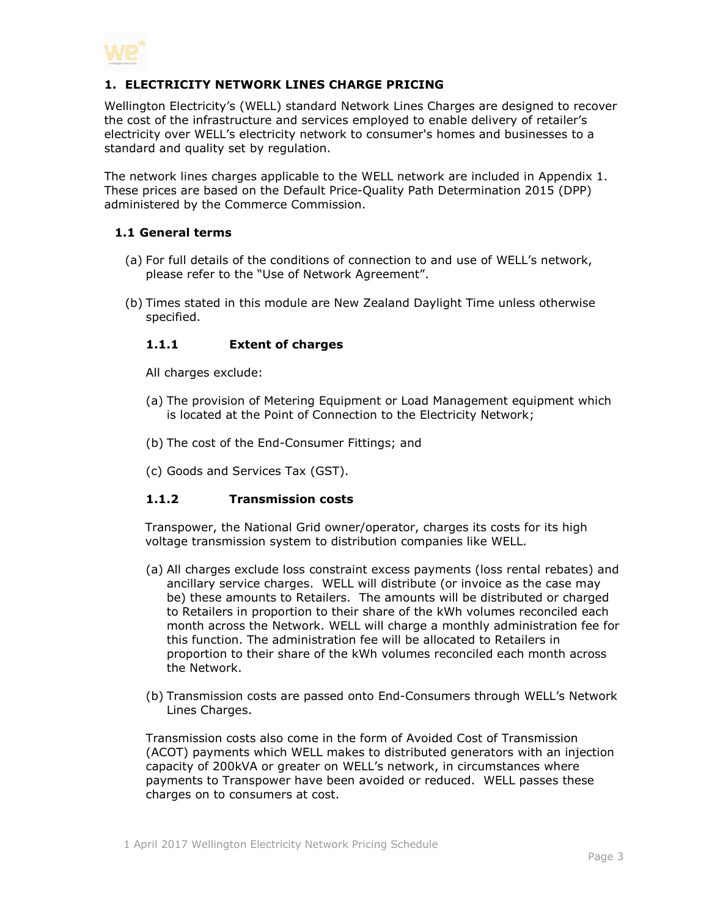# 1. ELECTRICITY NETWORK LINES CHARGE PRICING

Wellington Electricity's (WELL) standard Network Lines Charges are designed to recover the cost of the infrastructure and services employed to enable delivery of retailer's electricity over WELL's electricity network to consumer's homes and businesses to a standard and quality set by regulation.

The network lines charges applicable to the WELL network are included in Appendix 1. These prices are based on the Default Price-Quality Path Determination 2015 (DPP) administered by the Commerce Commission.

## 1.1 General terms

(a) For full details of the conditions of connection to and use of WELL's network, please refer to the "Use of Network Agreement".

(b) Times stated in this module are New Zealand Daylight Time unless otherwise specified.

### 1.1.1 Extent of charges

All charges exclude:

(a) The provision of Metering Equipment or Load Management equipment which is located at the Point of Connection to the Electricity Network;

(b) The cost of the End-Consumer Fittings; and

(c) Goods and Services Tax (GST).

### 1.1.2 Transmission costs

Transpower, the National Grid owner/operator, charges its costs for its high voltage transmission system to distribution companies like WELL.

(a) All charges exclude loss constraint excess payments (loss rental rebates) and ancillary service charges. WELL will distribute (or invoice as the case may be) these amounts to Retailers. The amounts will be distributed or charged to Retailers in proportion to their share of the kWh volumes reconciled each month across the Network. WELL will charge a monthly administration fee for this function. The administration fee will be allocated to Retailers in proportion to their share of the kWh volumes reconciled each month across the Network.

(b) Transmission costs are passed onto End-Consumers through WELL's Network Lines Charges.

Transmission costs also come in the form of Avoided Cost of Transmission (ACOT) payments which WELL makes to distributed generators with an injection capacity of 200kVA or greater on WELL's network, in circumstances where payments to Transpower have been avoided or reduced. WELL passes these charges on to consumers at cost.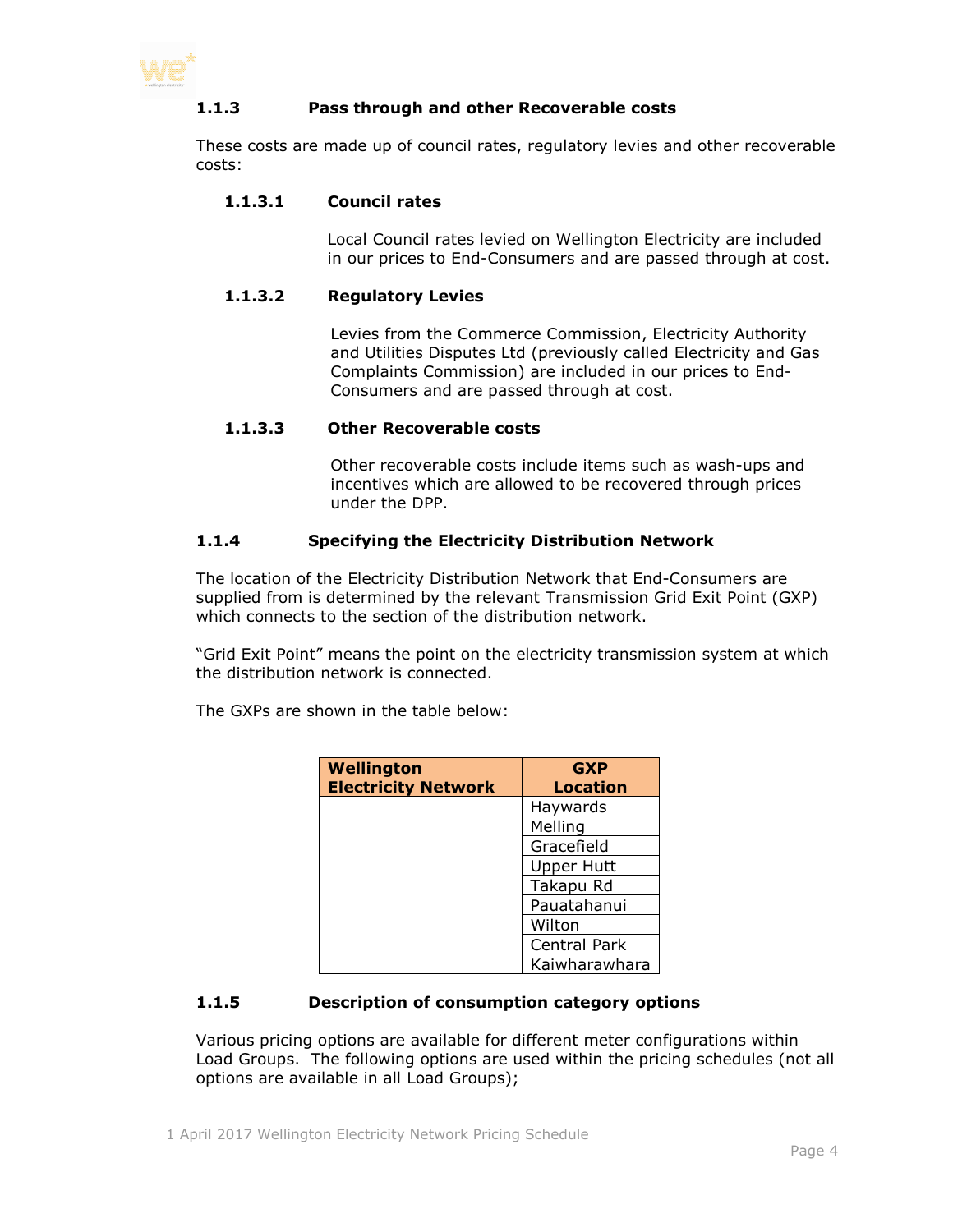### 1.1.3 Pass through and other Recoverable costs

These costs are made up of council rates, regulatory levies and other recoverable costs:

#### 1.1.3.1 Council rates

Local Council rates levied on Wellington Electricity are included in our prices to End-Consumers and are passed through at cost.

#### 1.1.3.2 Regulatory Levies

Levies from the Commerce Commission, Electricity Authority and Utilities Disputes Ltd (previously called Electricity and Gas Complaints Commission) are included in our prices to End-Consumers and are passed through at cost.

#### 1.1.3.3 Other Recoverable costs

Other recoverable costs include items such as wash-ups and incentives which are allowed to be recovered through prices under the DPP.

### 1.1.4 Specifying the Electricity Distribution Network

The location of the Electricity Distribution Network that End-Consumers are supplied from is determined by the relevant Transmission Grid Exit Point (GXP) which connects to the section of the distribution network.

"Grid Exit Point" means the point on the electricity transmission system at which the distribution network is connected.

The GXPs are shown in the table below:

| Wellington Electricity Network | GXP Location |
|---|---|
| | Haywards |
| | Melling |
| | Gracefield |
| | Upper Hutt |
| | Takapu Rd |
| | Pauatahanui |
| | Wilton |
| | Central Park |
| | Kaiwharawhara |

### 1.1.5 Description of consumption category options

Various pricing options are available for different meter configurations within Load Groups. The following options are used within the pricing schedules (not all options are available in all Load Groups);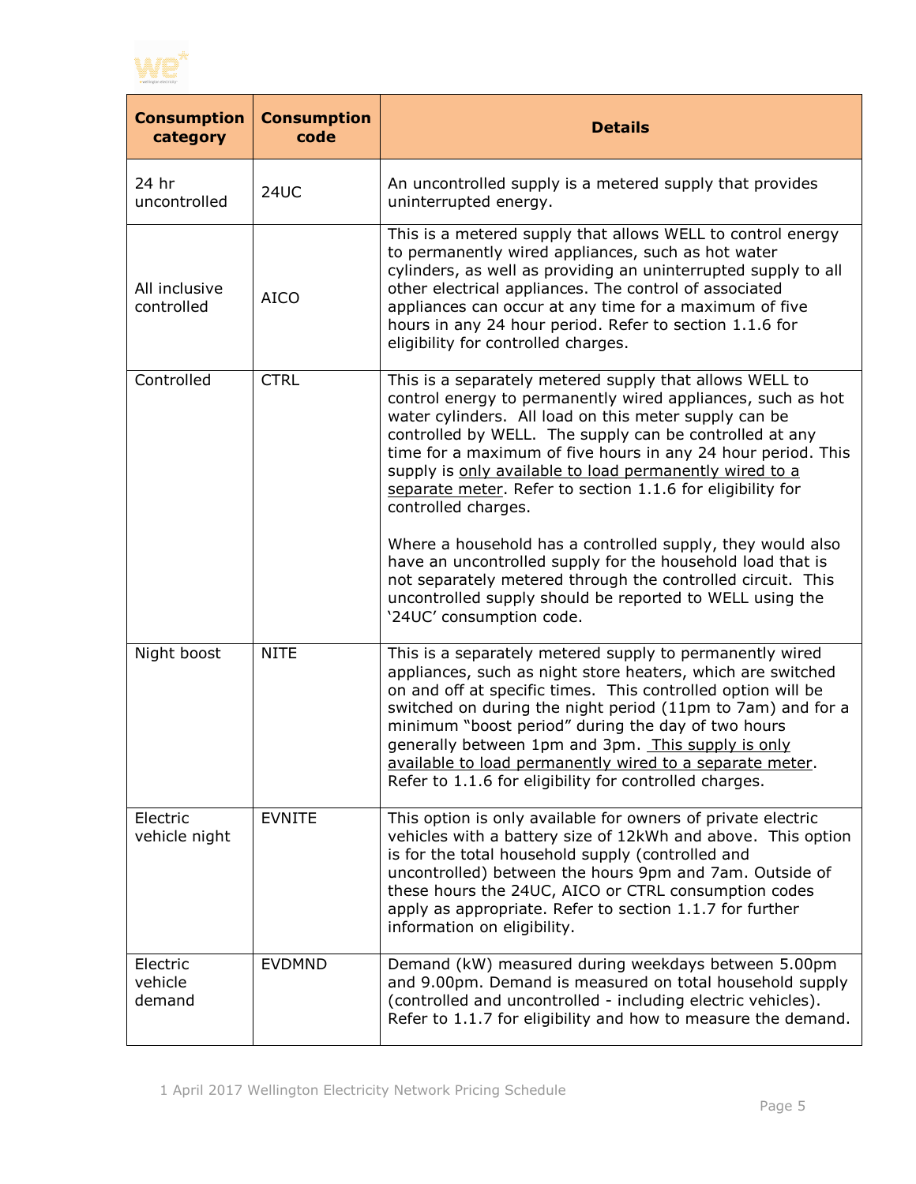| Consumption category | Consumption code | Details |
| --- | --- | --- |
| 24 hr uncontrolled | 24UC | An uncontrolled supply is a metered supply that provides uninterrupted energy. |
| All inclusive controlled | AICO | This is a metered supply that allows WELL to control energy to permanently wired appliances, such as hot water cylinders, as well as providing an uninterrupted supply to all other electrical appliances. The control of associated appliances can occur at any time for a maximum of five hours in any 24 hour period. Refer to section 1.1.6 for eligibility for controlled charges. |
| Controlled | CTRL | This is a separately metered supply that allows WELL to control energy to permanently wired appliances, such as hot water cylinders. All load on this meter supply can be controlled by WELL. The supply can be controlled at any time for a maximum of five hours in any 24 hour period. This supply is only available to load permanently wired to a separate meter. Refer to section 1.1.6 for eligibility for controlled charges.<br><br>Where a household has a controlled supply, they would also have an uncontrolled supply for the household load that is not separately metered through the controlled circuit. This uncontrolled supply should be reported to WELL using the '24UC' consumption code. |
| Night boost | NITE | This is a separately metered supply to permanently wired appliances, such as night store heaters, which are switched on and off at specific times. This controlled option will be switched on during the night period (11pm to 7am) and for a minimum "boost period" during the day of two hours generally between 1pm and 3pm. This supply is only available to load permanently wired to a separate meter. Refer to 1.1.6 for eligibility for controlled charges. |
| Electric vehicle night | EVNITE | This option is only available for owners of private electric vehicles with a battery size of 12kWh and above. This option is for the total household supply (controlled and uncontrolled) between the hours 9pm and 7am. Outside of these hours the 24UC, AICO or CTRL consumption codes apply as appropriate. Refer to section 1.1.7 for further information on eligibility. |
| Electric vehicle demand | EVDMND | Demand (kW) measured during weekdays between 5.00pm and 9.00pm. Demand is measured on total household supply (controlled and uncontrolled - including electric vehicles). Refer to 1.1.7 for eligibility and how to measure the demand. |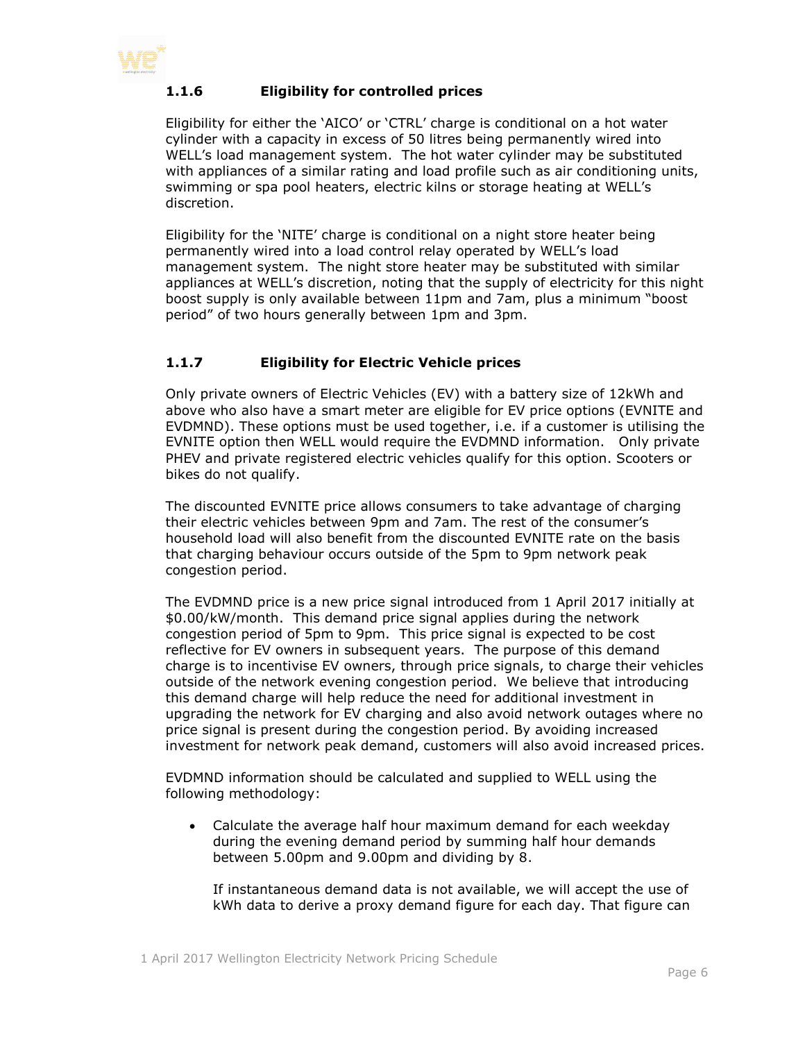### 1.1.6 Eligibility for controlled prices

Eligibility for either the 'AICO' or 'CTRL' charge is conditional on a hot water cylinder with a capacity in excess of 50 litres being permanently wired into WELL's load management system. The hot water cylinder may be substituted with appliances of a similar rating and load profile such as air conditioning units, swimming or spa pool heaters, electric kilns or storage heating at WELL's discretion.

Eligibility for the 'NITE' charge is conditional on a night store heater being permanently wired into a load control relay operated by WELL's load management system. The night store heater may be substituted with similar appliances at WELL's discretion, noting that the supply of electricity for this night boost supply is only available between 11pm and 7am, plus a minimum "boost period" of two hours generally between 1pm and 3pm.

### 1.1.7 Eligibility for Electric Vehicle prices

Only private owners of Electric Vehicles (EV) with a battery size of 12kWh and above who also have a smart meter are eligible for EV price options (EVNITE and EVDMND). These options must be used together, i.e. if a customer is utilising the EVNITE option then WELL would require the EVDMND information. Only private PHEV and private registered electric vehicles qualify for this option. Scooters or bikes do not qualify.

The discounted EVNITE price allows consumers to take advantage of charging their electric vehicles between 9pm and 7am. The rest of the consumer's household load will also benefit from the discounted EVNITE rate on the basis that charging behaviour occurs outside of the 5pm to 9pm network peak congestion period.

The EVDMND price is a new price signal introduced from 1 April 2017 initially at $0.00/kW/month. This demand price signal applies during the network congestion period of 5pm to 9pm. This price signal is expected to be cost reflective for EV owners in subsequent years. The purpose of this demand charge is to incentivise EV owners, through price signals, to charge their vehicles outside of the network evening congestion period. We believe that introducing this demand charge will help reduce the need for additional investment in upgrading the network for EV charging and also avoid network outages where no price signal is present during the congestion period. By avoiding increased investment for network peak demand, customers will also avoid increased prices.

EVDMND information should be calculated and supplied to WELL using the following methodology:

- Calculate the average half hour maximum demand for each weekday during the evening demand period by summing half hour demands between 5.00pm and 9.00pm and dividing by 8.

  If instantaneous demand data is not available, we will accept the use of kWh data to derive a proxy demand figure for each day. That figure can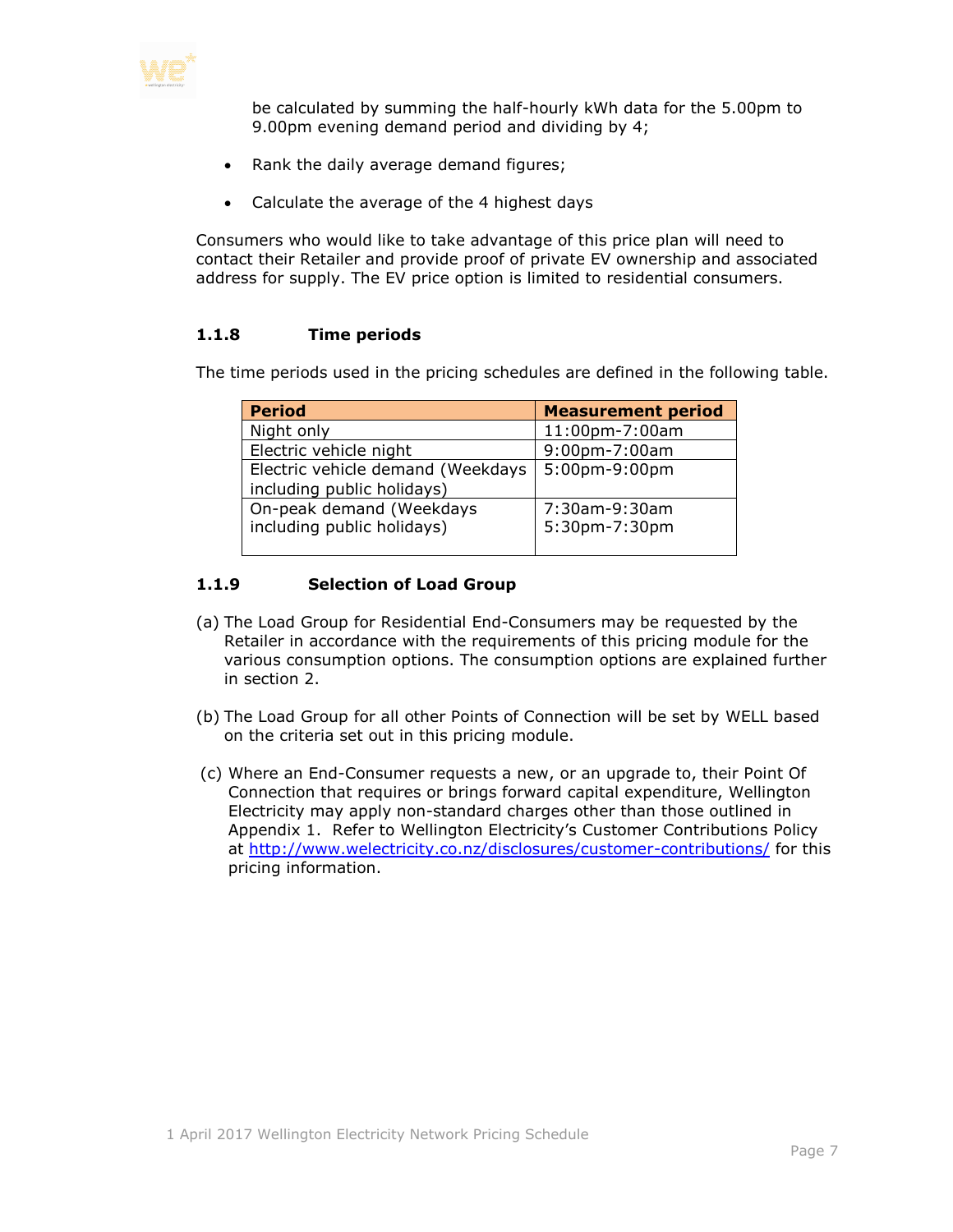be calculated by summing the half-hourly kWh data for the 5.00pm to 9.00pm evening demand period and dividing by 4;

- Rank the daily average demand figures;
- Calculate the average of the 4 highest days

Consumers who would like to take advantage of this price plan will need to contact their Retailer and provide proof of private EV ownership and associated address for supply. The EV price option is limited to residential consumers.

### 1.1.8 Time periods

The time periods used in the pricing schedules are defined in the following table.

| Period | Measurement period |
|---|---|
| Night only | 11:00pm-7:00am |
| Electric vehicle night | 9:00pm-7:00am |
| Electric vehicle demand (Weekdays including public holidays) | 5:00pm-9:00pm |
| On-peak demand (Weekdays including public holidays) | 7:30am-9:30am<br>5:30pm-7:30pm |

### 1.1.9 Selection of Load Group

(a) The Load Group for Residential End-Consumers may be requested by the Retailer in accordance with the requirements of this pricing module for the various consumption options. The consumption options are explained further in section 2.

(b) The Load Group for all other Points of Connection will be set by WELL based on the criteria set out in this pricing module.

(c) Where an End-Consumer requests a new, or an upgrade to, their Point Of Connection that requires or brings forward capital expenditure, Wellington Electricity may apply non-standard charges other than those outlined in Appendix 1. Refer to Wellington Electricity's Customer Contributions Policy at http://www.welectricity.co.nz/disclosures/customer-contributions/ for this pricing information.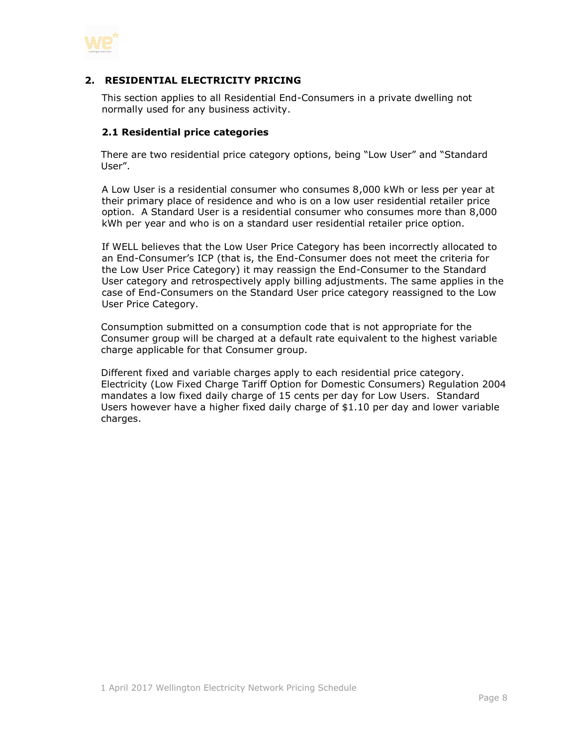## 2. RESIDENTIAL ELECTRICITY PRICING

This section applies to all Residential End-Consumers in a private dwelling not normally used for any business activity.

### 2.1 Residential price categories

There are two residential price category options, being "Low User" and "Standard User".

A Low User is a residential consumer who consumes 8,000 kWh or less per year at their primary place of residence and who is on a low user residential retailer price option. A Standard User is a residential consumer who consumes more than 8,000 kWh per year and who is on a standard user residential retailer price option.

If WELL believes that the Low User Price Category has been incorrectly allocated to an End-Consumer's ICP (that is, the End-Consumer does not meet the criteria for the Low User Price Category) it may reassign the End-Consumer to the Standard User category and retrospectively apply billing adjustments. The same applies in the case of End-Consumers on the Standard User price category reassigned to the Low User Price Category.

Consumption submitted on a consumption code that is not appropriate for the Consumer group will be charged at a default rate equivalent to the highest variable charge applicable for that Consumer group.

Different fixed and variable charges apply to each residential price category. Electricity (Low Fixed Charge Tariff Option for Domestic Consumers) Regulation 2004 mandates a low fixed daily charge of 15 cents per day for Low Users. Standard Users however have a higher fixed daily charge of $1.10 per day and lower variable charges.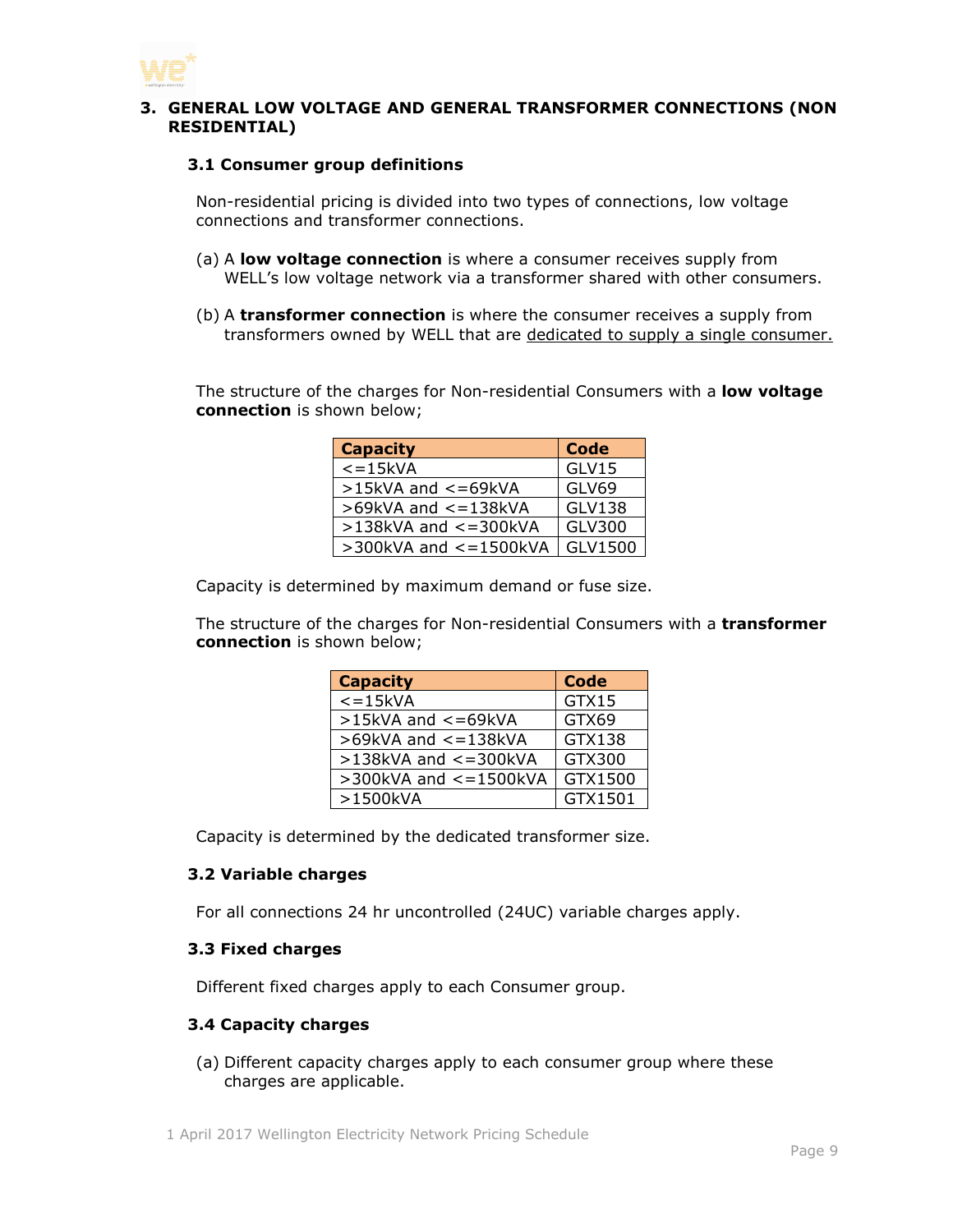## 3. GENERAL LOW VOLTAGE AND GENERAL TRANSFORMER CONNECTIONS (NON RESIDENTIAL)

### 3.1 Consumer group definitions

Non-residential pricing is divided into two types of connections, low voltage connections and transformer connections.

(a) A **low voltage connection** is where a consumer receives supply from WELL's low voltage network via a transformer shared with other consumers.

(b) A **transformer connection** is where the consumer receives a supply from transformers owned by WELL that are dedicated to supply a single consumer.

The structure of the charges for Non-residential Consumers with a **low voltage connection** is shown below;

| Capacity | Code |
|---|---|
| <=15kVA | GLV15 |
| >15kVA and <=69kVA | GLV69 |
| >69kVA and <=138kVA | GLV138 |
| >138kVA and <=300kVA | GLV300 |
| >300kVA and <=1500kVA | GLV1500 |

Capacity is determined by maximum demand or fuse size.

The structure of the charges for Non-residential Consumers with a **transformer connection** is shown below;

| Capacity | Code |
|---|---|
| <=15kVA | GTX15 |
| >15kVA and <=69kVA | GTX69 |
| >69kVA and <=138kVA | GTX138 |
| >138kVA and <=300kVA | GTX300 |
| >300kVA and <=1500kVA | GTX1500 |
| >1500kVA | GTX1501 |

Capacity is determined by the dedicated transformer size.

### 3.2 Variable charges

For all connections 24 hr uncontrolled (24UC) variable charges apply.

### 3.3 Fixed charges

Different fixed charges apply to each Consumer group.

### 3.4 Capacity charges

(a) Different capacity charges apply to each consumer group where these charges are applicable.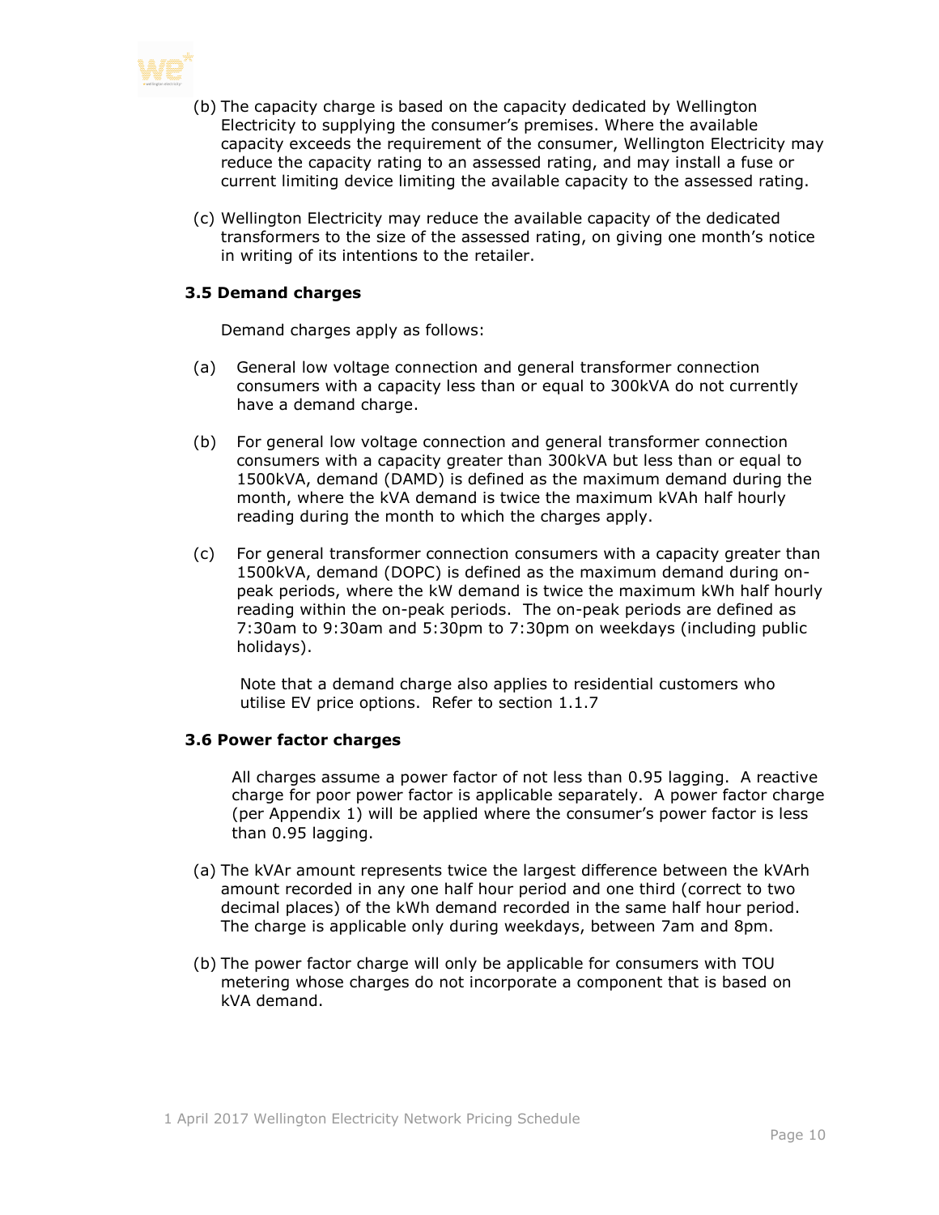(b) The capacity charge is based on the capacity dedicated by Wellington Electricity to supplying the consumer's premises. Where the available capacity exceeds the requirement of the consumer, Wellington Electricity may reduce the capacity rating to an assessed rating, and may install a fuse or current limiting device limiting the available capacity to the assessed rating.

(c) Wellington Electricity may reduce the available capacity of the dedicated transformers to the size of the assessed rating, on giving one month's notice in writing of its intentions to the retailer.

### 3.5 Demand charges

Demand charges apply as follows:

(a) General low voltage connection and general transformer connection consumers with a capacity less than or equal to 300kVA do not currently have a demand charge.

(b) For general low voltage connection and general transformer connection consumers with a capacity greater than 300kVA but less than or equal to 1500kVA, demand (DAMD) is defined as the maximum demand during the month, where the kVA demand is twice the maximum kVAh half hourly reading during the month to which the charges apply.

(c) For general transformer connection consumers with a capacity greater than 1500kVA, demand (DOPC) is defined as the maximum demand during on-peak periods, where the kW demand is twice the maximum kWh half hourly reading within the on-peak periods. The on-peak periods are defined as 7:30am to 9:30am and 5:30pm to 7:30pm on weekdays (including public holidays).

Note that a demand charge also applies to residential customers who utilise EV price options. Refer to section 1.1.7

### 3.6 Power factor charges

All charges assume a power factor of not less than 0.95 lagging. A reactive charge for poor power factor is applicable separately. A power factor charge (per Appendix 1) will be applied where the consumer's power factor is less than 0.95 lagging.

(a) The kVAr amount represents twice the largest difference between the kVArh amount recorded in any one half hour period and one third (correct to two decimal places) of the kWh demand recorded in the same half hour period. The charge is applicable only during weekdays, between 7am and 8pm.

(b) The power factor charge will only be applicable for consumers with TOU metering whose charges do not incorporate a component that is based on kVA demand.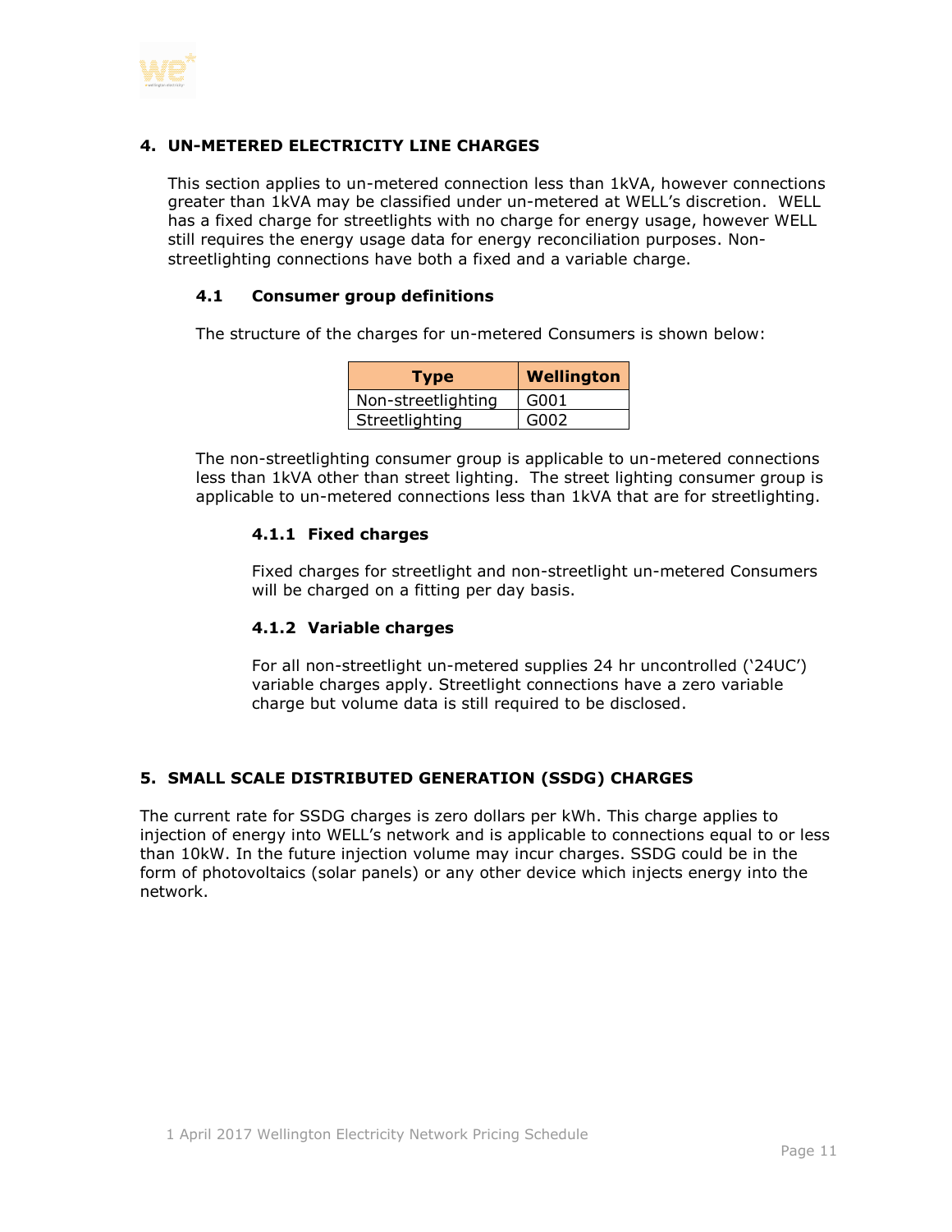## 4. UN-METERED ELECTRICITY LINE CHARGES

This section applies to un-metered connection less than 1kVA, however connections greater than 1kVA may be classified under un-metered at WELL's discretion. WELL has a fixed charge for streetlights with no charge for energy usage, however WELL still requires the energy usage data for energy reconciliation purposes. Non-streetlighting connections have both a fixed and a variable charge.

### 4.1 Consumer group definitions

The structure of the charges for un-metered Consumers is shown below:

| Type | Wellington |
|---|---|
| Non-streetlighting | G001 |
| Streetlighting | G002 |

The non-streetlighting consumer group is applicable to un-metered connections less than 1kVA other than street lighting. The street lighting consumer group is applicable to un-metered connections less than 1kVA that are for streetlighting.

#### 4.1.1 Fixed charges

Fixed charges for streetlight and non-streetlight un-metered Consumers will be charged on a fitting per day basis.

#### 4.1.2 Variable charges

For all non-streetlight un-metered supplies 24 hr uncontrolled ('24UC') variable charges apply. Streetlight connections have a zero variable charge but volume data is still required to be disclosed.

## 5. SMALL SCALE DISTRIBUTED GENERATION (SSDG) CHARGES

The current rate for SSDG charges is zero dollars per kWh. This charge applies to injection of energy into WELL's network and is applicable to connections equal to or less than 10kW. In the future injection volume may incur charges. SSDG could be in the form of photovoltaics (solar panels) or any other device which injects energy into the network.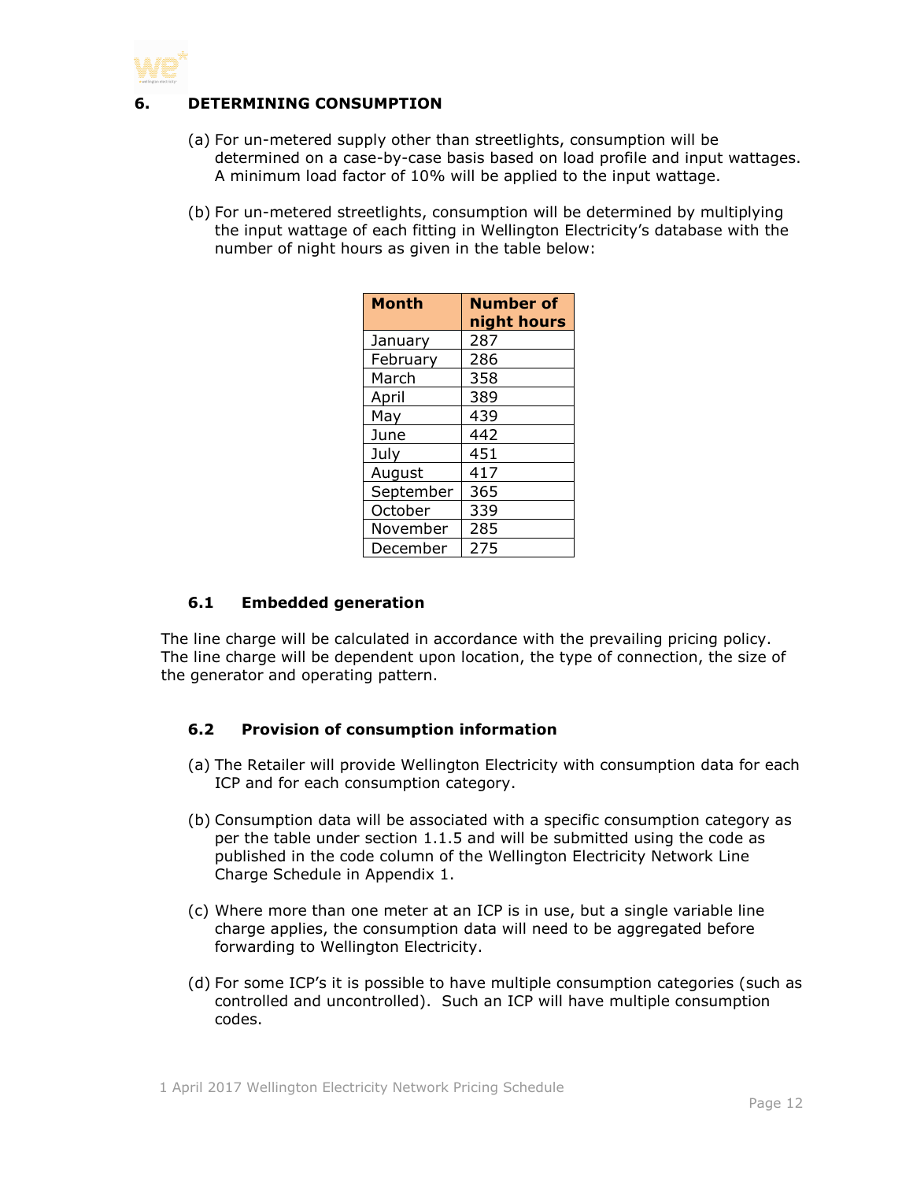## 6. DETERMINING CONSUMPTION

(a) For un-metered supply other than streetlights, consumption will be determined on a case-by-case basis based on load profile and input wattages. A minimum load factor of 10% will be applied to the input wattage.

(b) For un-metered streetlights, consumption will be determined by multiplying the input wattage of each fitting in Wellington Electricity's database with the number of night hours as given in the table below:

| Month | Number of night hours |
|---|---|
| January | 287 |
| February | 286 |
| March | 358 |
| April | 389 |
| May | 439 |
| June | 442 |
| July | 451 |
| August | 417 |
| September | 365 |
| October | 339 |
| November | 285 |
| December | 275 |

### 6.1 Embedded generation

The line charge will be calculated in accordance with the prevailing pricing policy. The line charge will be dependent upon location, the type of connection, the size of the generator and operating pattern.

### 6.2 Provision of consumption information

(a) The Retailer will provide Wellington Electricity with consumption data for each ICP and for each consumption category.

(b) Consumption data will be associated with a specific consumption category as per the table under section 1.1.5 and will be submitted using the code as published in the code column of the Wellington Electricity Network Line Charge Schedule in Appendix 1.

(c) Where more than one meter at an ICP is in use, but a single variable line charge applies, the consumption data will need to be aggregated before forwarding to Wellington Electricity.

(d) For some ICP's it is possible to have multiple consumption categories (such as controlled and uncontrolled). Such an ICP will have multiple consumption codes.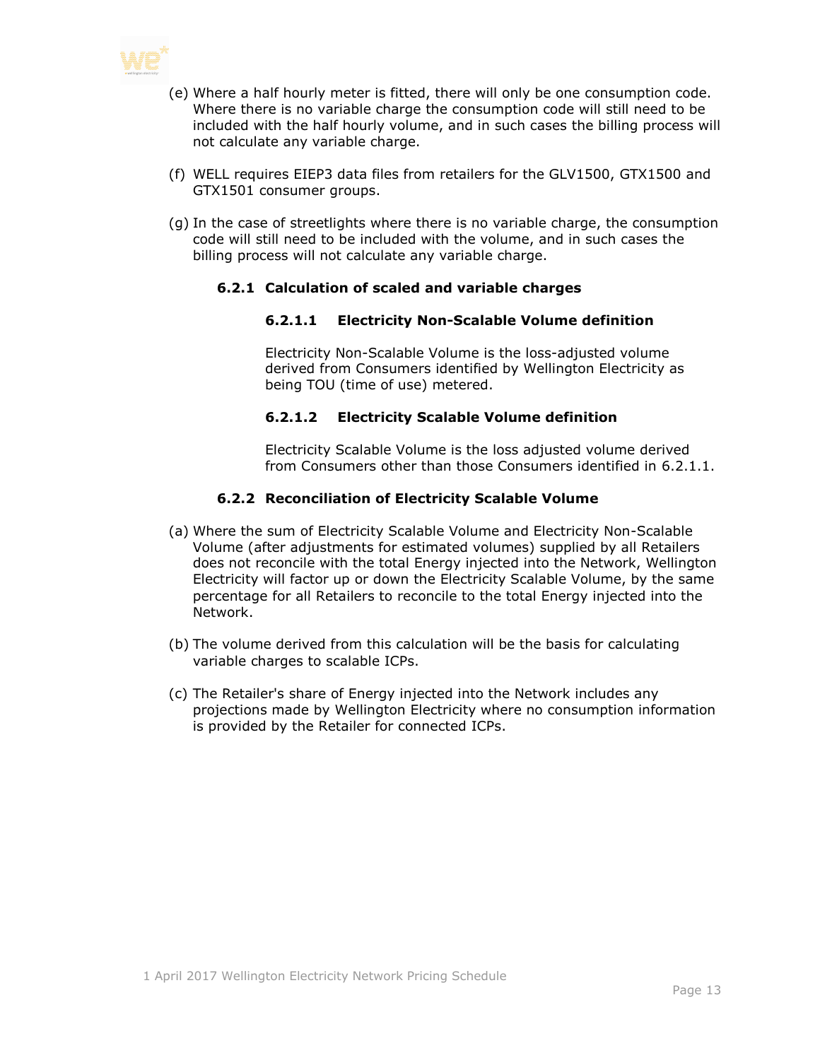(e) Where a half hourly meter is fitted, there will only be one consumption code. Where there is no variable charge the consumption code will still need to be included with the half hourly volume, and in such cases the billing process will not calculate any variable charge.

(f) WELL requires EIEP3 data files from retailers for the GLV1500, GTX1500 and GTX1501 consumer groups.

(g) In the case of streetlights where there is no variable charge, the consumption code will still need to be included with the volume, and in such cases the billing process will not calculate any variable charge.

### 6.2.1 Calculation of scaled and variable charges

#### 6.2.1.1 Electricity Non-Scalable Volume definition

Electricity Non-Scalable Volume is the loss-adjusted volume derived from Consumers identified by Wellington Electricity as being TOU (time of use) metered.

#### 6.2.1.2 Electricity Scalable Volume definition

Electricity Scalable Volume is the loss adjusted volume derived from Consumers other than those Consumers identified in 6.2.1.1.

### 6.2.2 Reconciliation of Electricity Scalable Volume

(a) Where the sum of Electricity Scalable Volume and Electricity Non-Scalable Volume (after adjustments for estimated volumes) supplied by all Retailers does not reconcile with the total Energy injected into the Network, Wellington Electricity will factor up or down the Electricity Scalable Volume, by the same percentage for all Retailers to reconcile to the total Energy injected into the Network.

(b) The volume derived from this calculation will be the basis for calculating variable charges to scalable ICPs.

(c) The Retailer's share of Energy injected into the Network includes any projections made by Wellington Electricity where no consumption information is provided by the Retailer for connected ICPs.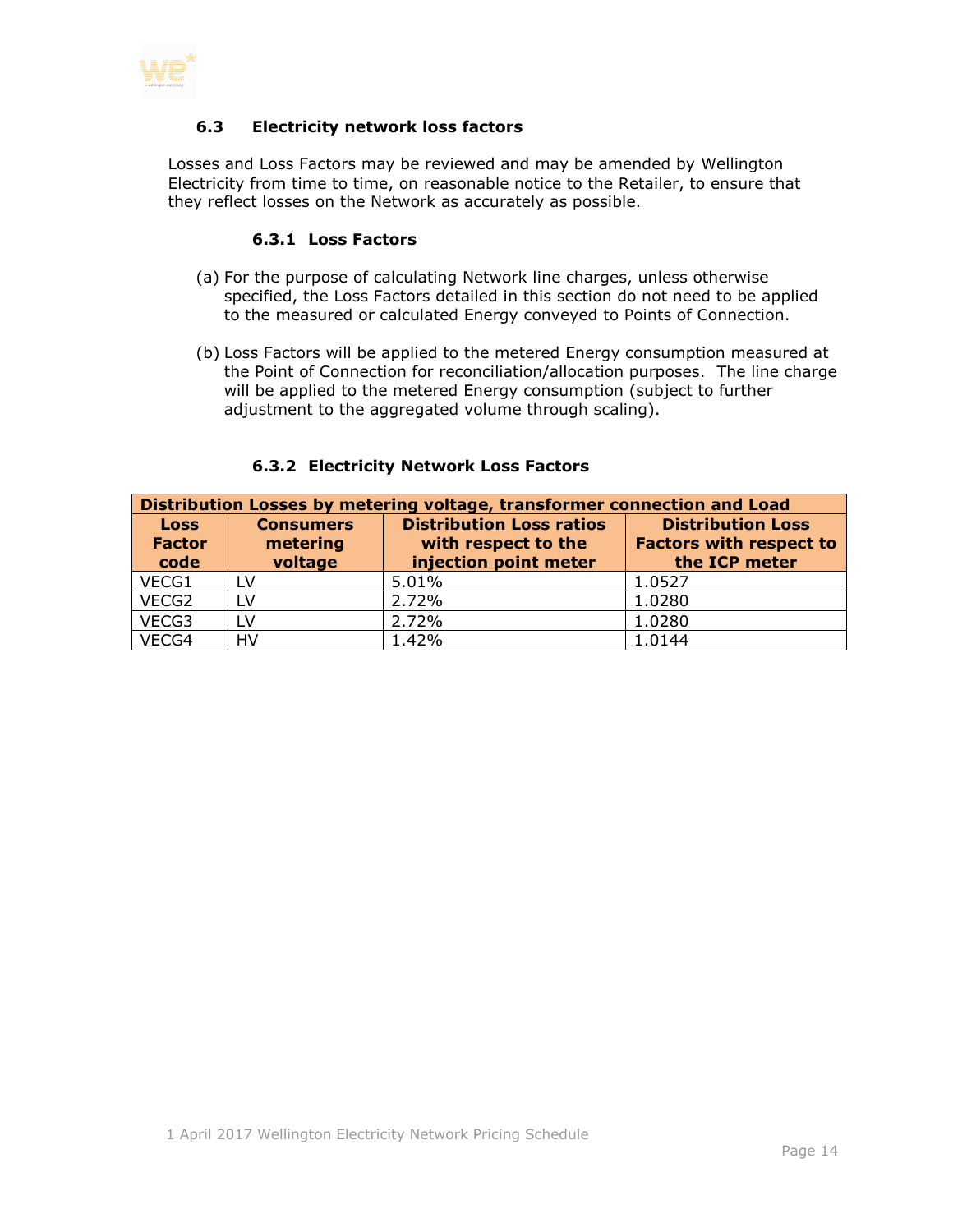### 6.3 Electricity network loss factors

Losses and Loss Factors may be reviewed and may be amended by Wellington Electricity from time to time, on reasonable notice to the Retailer, to ensure that they reflect losses on the Network as accurately as possible.

#### 6.3.1 Loss Factors

(a) For the purpose of calculating Network line charges, unless otherwise specified, the Loss Factors detailed in this section do not need to be applied to the measured or calculated Energy conveyed to Points of Connection.

(b) Loss Factors will be applied to the metered Energy consumption measured at the Point of Connection for reconciliation/allocation purposes. The line charge will be applied to the metered Energy consumption (subject to further adjustment to the aggregated volume through scaling).

#### 6.3.2 Electricity Network Loss Factors

| Distribution Losses by metering voltage, transformer connection and Load | | | |
|---|---|---|---|
| **Loss Factor code** | **Consumers metering voltage** | **Distribution Loss ratios with respect to the injection point meter** | **Distribution Loss Factors with respect to the ICP meter** |
| VECG1 | LV | 5.01% | 1.0527 |
| VECG2 | LV | 2.72% | 1.0280 |
| VECG3 | LV | 2.72% | 1.0280 |
| VECG4 | HV | 1.42% | 1.0144 |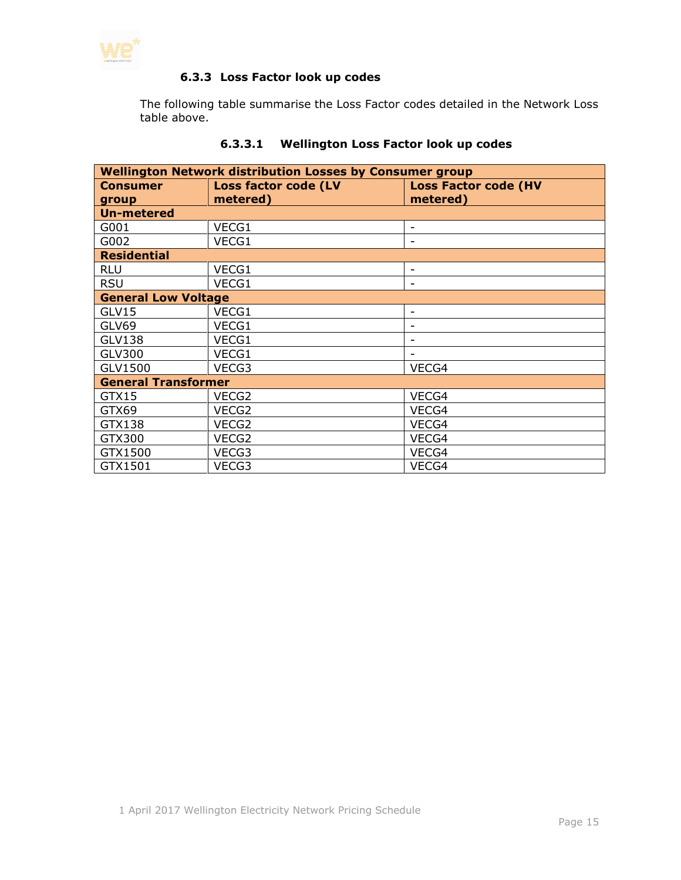### 6.3.3 Loss Factor look up codes

The following table summarise the Loss Factor codes detailed in the Network Loss table above.

#### 6.3.3.1 Wellington Loss Factor look up codes

| Wellington Network distribution Losses by Consumer group | | |
|---|---|---|
| **Consumer group** | **Loss factor code (LV metered)** | **Loss Factor code (HV metered)** |
| **Un-metered** | | |
| G001 | VECG1 | - |
| G002 | VECG1 | - |
| **Residential** | | |
| RLU | VECG1 | - |
| RSU | VECG1 | - |
| **General Low Voltage** | | |
| GLV15 | VECG1 | - |
| GLV69 | VECG1 | - |
| GLV138 | VECG1 | - |
| GLV300 | VECG1 | - |
| GLV1500 | VECG3 | VECG4 |
| **General Transformer** | | |
| GTX15 | VECG2 | VECG4 |
| GTX69 | VECG2 | VECG4 |
| GTX138 | VECG2 | VECG4 |
| GTX300 | VECG2 | VECG4 |
| GTX1500 | VECG3 | VECG4 |
| GTX1501 | VECG3 | VECG4 |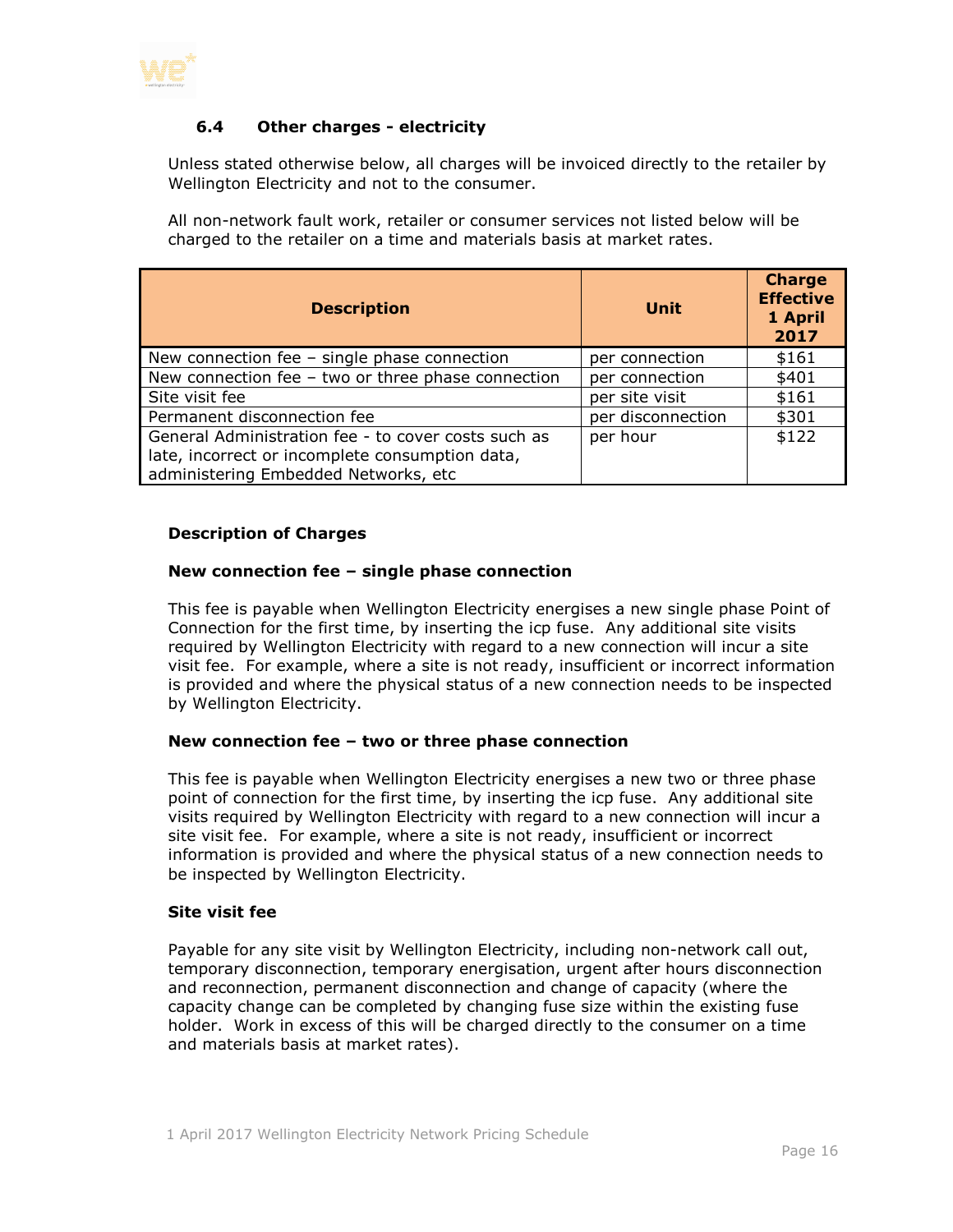### 6.4 Other charges - electricity

Unless stated otherwise below, all charges will be invoiced directly to the retailer by Wellington Electricity and not to the consumer.

All non-network fault work, retailer or consumer services not listed below will be charged to the retailer on a time and materials basis at market rates.

| Description | Unit | Charge Effective 1 April 2017 |
|---|---|---|
| New connection fee – single phase connection | per connection | $161 |
| New connection fee – two or three phase connection | per connection | $401 |
| Site visit fee | per site visit | $161 |
| Permanent disconnection fee | per disconnection | $301 |
| General Administration fee - to cover costs such as late, incorrect or incomplete consumption data, administering Embedded Networks, etc | per hour | $122 |

**Description of Charges**

**New connection fee – single phase connection**

This fee is payable when Wellington Electricity energises a new single phase Point of Connection for the first time, by inserting the icp fuse. Any additional site visits required by Wellington Electricity with regard to a new connection will incur a site visit fee. For example, where a site is not ready, insufficient or incorrect information is provided and where the physical status of a new connection needs to be inspected by Wellington Electricity.

**New connection fee – two or three phase connection**

This fee is payable when Wellington Electricity energises a new two or three phase point of connection for the first time, by inserting the icp fuse. Any additional site visits required by Wellington Electricity with regard to a new connection will incur a site visit fee. For example, where a site is not ready, insufficient or incorrect information is provided and where the physical status of a new connection needs to be inspected by Wellington Electricity.

**Site visit fee**

Payable for any site visit by Wellington Electricity, including non-network call out, temporary disconnection, temporary energisation, urgent after hours disconnection and reconnection, permanent disconnection and change of capacity (where the capacity change can be completed by changing fuse size within the existing fuse holder. Work in excess of this will be charged directly to the consumer on a time and materials basis at market rates).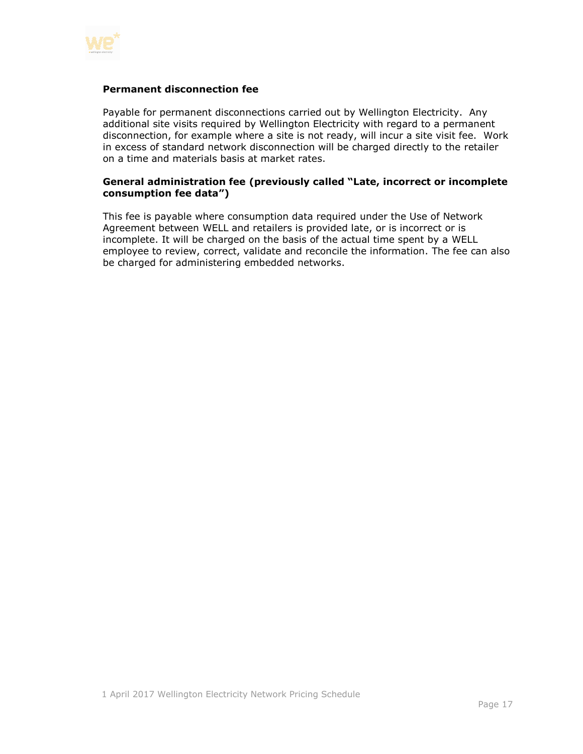**Permanent disconnection fee**

Payable for permanent disconnections carried out by Wellington Electricity. Any additional site visits required by Wellington Electricity with regard to a permanent disconnection, for example where a site is not ready, will incur a site visit fee. Work in excess of standard network disconnection will be charged directly to the retailer on a time and materials basis at market rates.

**General administration fee (previously called "Late, incorrect or incomplete consumption fee data")**

This fee is payable where consumption data required under the Use of Network Agreement between WELL and retailers is provided late, or is incorrect or is incomplete. It will be charged on the basis of the actual time spent by a WELL employee to review, correct, validate and reconcile the information. The fee can also be charged for administering embedded networks.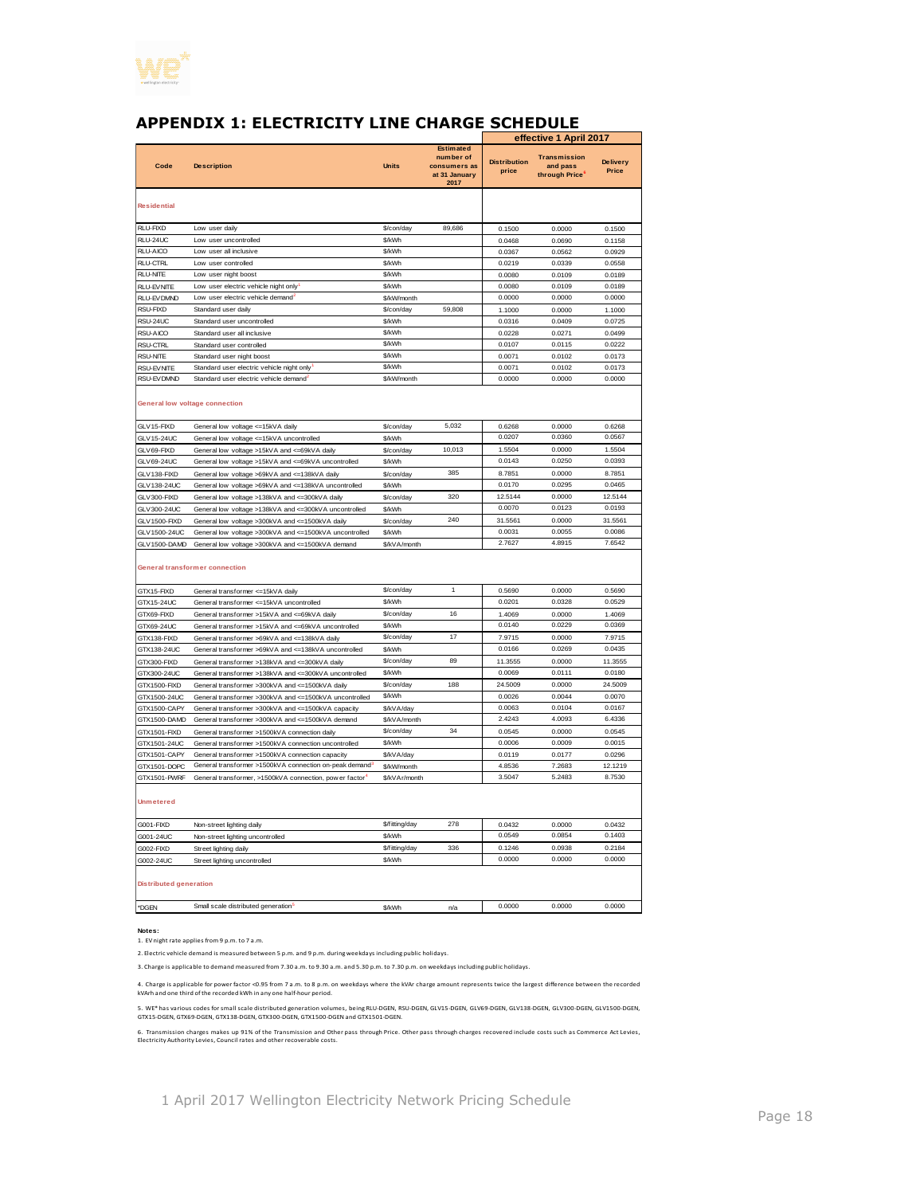## APPENDIX 1: ELECTRICITY LINE CHARGE SCHEDULE

| Code | Description | Units | Estimated number of consumers as at 31 January 2017 | effective 1 April 2017 | | |
|---|---|---|---|---|---|---|
| | | | | Distribution price | Transmission and pass through Price[6] | Delivery Price |
| **Residential** | | | | | | |
| RLU-FIXD | Low user daily | $/con/day | 89,686 | 0.1500 | 0.0000 | 0.1500 |
| RLU-24UC | Low user uncontrolled | $/kWh | | 0.0468 | 0.0690 | 0.1158 |
| RLU-AICO | Low user all inclusive | $/kWh | | 0.0367 | 0.0562 | 0.0929 |
| RLU-CTRL | Low user controlled | $/kWh | | 0.0219 | 0.0339 | 0.0558 |
| RLU-NITE | Low user night boost | $/kWh | | 0.0080 | 0.0109 | 0.0189 |
| RLU-EVNITE | Low user electric vehicle night only[1] | $/kWh | | 0.0080 | 0.0109 | 0.0189 |
| RLU-EVDMND | Low user electric vehicle demand[2] | $/kW/month | | 0.0000 | 0.0000 | 0.0000 |
| RSU-FIXD | Standard user daily | $/con/day | 59,808 | 1.1000 | 0.0000 | 1.1000 |
| RSU-24UC | Standard user uncontrolled | $/kWh | | 0.0316 | 0.0409 | 0.0725 |
| RSU-AICO | Standard user all inclusive | $/kWh | | 0.0228 | 0.0271 | 0.0499 |
| RSU-CTRL | Standard user controlled | $/kWh | | 0.0107 | 0.0115 | 0.0222 |
| RSU-NITE | Standard user night boost | $/kWh | | 0.0071 | 0.0102 | 0.0173 |
| RSU-EVNITE | Standard user electric vehicle night only[1] | $/kWh | | 0.0071 | 0.0102 | 0.0173 |
| RSU-EVDMND | Standard user electric vehicle demand[2] | $/kW/month | | 0.0000 | 0.0000 | 0.0000 |
| **General low voltage connection** | | | | | | |
| GLV15-FIXD | General low voltage <=15kVA daily | $/con/day | 5,032 | 0.6268 | 0.0000 | 0.6268 |
| GLV15-24UC | General low voltage <=15kVA uncontrolled | $/kWh | | 0.0207 | 0.0360 | 0.0567 |
| GLV69-FIXD | General low voltage >15kVA and <=69kVA daily | $/con/day | 10,013 | 1.5504 | 0.0000 | 1.5504 |
| GLV69-24UC | General low voltage >15kVA and <=69kVA uncontrolled | $/kWh | | 0.0143 | 0.0250 | 0.0393 |
| GLV138-FIXD | General low voltage >69kVA and <=138kVA daily | $/con/day | 385 | 8.7851 | 0.0000 | 8.7851 |
| GLV138-24UC | General low voltage >69kVA and <=138kVA uncontrolled | $/kWh | | 0.0170 | 0.0295 | 0.0465 |
| GLV300-FIXD | General low voltage >138kVA and <=300kVA daily | $/con/day | 320 | 12.5144 | 0.0000 | 12.5144 |
| GLV300-24UC | General low voltage >138kVA and <=300kVA uncontrolled | $/kWh | | 0.0070 | 0.0123 | 0.0193 |
| GLV1500-FIXD | General low voltage >300kVA and <=1500kVA daily | $/con/day | 240 | 31.5561 | 0.0000 | 31.5561 |
| GLV1500-24UC | General low voltage >300kVA and <=1500kVA uncontrolled | $/kWh | | 0.0031 | 0.0055 | 0.0086 |
| GLV1500-DAMD | General low voltage >300kVA and <=1500kVA demand | $/kVA/month | | 2.7627 | 4.8915 | 7.6542 |
| **General transformer connection** | | | | | | |
| GTX15-FIXD | General transformer <=15kVA daily | $/con/day | 1 | 0.5690 | 0.0000 | 0.5690 |
| GTX15-24UC | General transformer <=15kVA uncontrolled | $/kWh | | 0.0201 | 0.0328 | 0.0529 |
| GTX69-FIXD | General transformer >15kVA and <=69kVA daily | $/con/day | 16 | 1.4069 | 0.0000 | 1.4069 |
| GTX69-24UC | General transformer >15kVA and <=69kVA uncontrolled | $/kWh | | 0.0140 | 0.0229 | 0.0369 |
| GTX138-FIXD | General transformer >69kVA and <=138kVA daily | $/con/day | 17 | 7.9715 | 0.0000 | 7.9715 |
| GTX138-24UC | General transformer >69kVA and <=138kVA uncontrolled | $/kWh | | 0.0166 | 0.0269 | 0.0435 |
| GTX300-FIXD | General transformer >138kVA and <=300kVA daily | $/con/day | 89 | 11.3555 | 0.0000 | 11.3555 |
| GTX300-24UC | General transformer >138kVA and <=300kVA uncontrolled | $/kWh | | 0.0069 | 0.0111 | 0.0180 |
| GTX1500-FIXD | General transformer >300kVA and <=1500kVA daily | $/con/day | 188 | 24.5009 | 0.0000 | 24.5009 |
| GTX1500-24UC | General transformer >300kVA and <=1500kVA uncontrolled | $/kWh | | 0.0026 | 0.0044 | 0.0070 |
| GTX1500-CAPY | General transformer >300kVA and <=1500kVA capacity | $/kVA/day | | 0.0063 | 0.0104 | 0.0167 |
| GTX1500-DAMD | General transformer >300kVA and <=1500kVA demand | $/kVA/month | | 2.4243 | 4.0093 | 6.4336 |
| GTX1501-FIXD | General transformer >1500kVA connection daily | $/con/day | 34 | 0.0545 | 0.0000 | 0.0545 |
| GTX1501-24UC | General transformer >1500kVA connection uncontrolled | $/kWh | | 0.0006 | 0.0009 | 0.0015 |
| GTX1501-CAPY | General transformer >1500kVA connection capacity | $/kVA/day | | 0.0119 | 0.0177 | 0.0296 |
| GTX1501-DOPC | General transformer >1500kVA connection on-peak demand[3] | $/kW/month | | 4.8536 | 7.2683 | 12.1219 |
| GTX1501-PWRF | General transformer, >1500kVA connection, power factor[4] | $/kVAr/month | | 3.5047 | 5.2483 | 8.7530 |
| **Unmetered** | | | | | | |
| G001-FIXD | Non-street lighting daily | $/fitting/day | 278 | 0.0432 | 0.0000 | 0.0432 |
| G001-24UC | Non-street lighting uncontrolled | $/kWh | | 0.0549 | 0.0854 | 0.1403 |
| G002-FIXD | Street lighting daily | $/fitting/day | 336 | 0.1246 | 0.0938 | 0.2184 |
| G002-24UC | Street lighting uncontrolled | $/kWh | | 0.0000 | 0.0000 | 0.0000 |
| **Distributed generation** | | | | | | |
| *DGEN | Small scale distributed generation[5] | $/kWh | n/a | 0.0000 | 0.0000 | 0.0000 |

**Notes:**

1. EV night rate applies from 9 p.m. to 7 a.m.

2. Electric vehicle demand is measured between 5 p.m. and 9 p.m. during weekdays including public holidays.

3. Charge is applicable to demand measured from 7.30 a.m. to 9.30 a.m. and 5.30 p.m. to 7.30 p.m. on weekdays including public holidays.

4. Charge is applicable for power factor <0.95 from 7 a.m. to 8 p.m. on weekdays where the kVAr charge amount represents twice the largest difference between the recorded kVArh and one third of the recorded kWh in any one half-hour period.

5. WE* has various codes for small scale distributed generation volumes, being RLU-DGEN, RSU-DGEN, GLV15-DGEN, GLV69-DGEN, GLV138-DGEN, GLV300-DGEN, GLV1500-DGEN, GTX15-DGEN, GTX69-DGEN, GTX138-DGEN, GTX300-DGEN, GTX1500-DGEN and GTX1501-DGEN.

6. Transmission charges makes up 91% of the Transmission and Other pass through Price. Other pass through charges recovered include costs such as Commerce Act Levies, Electricity Authority Levies, Council rates and other recoverable costs.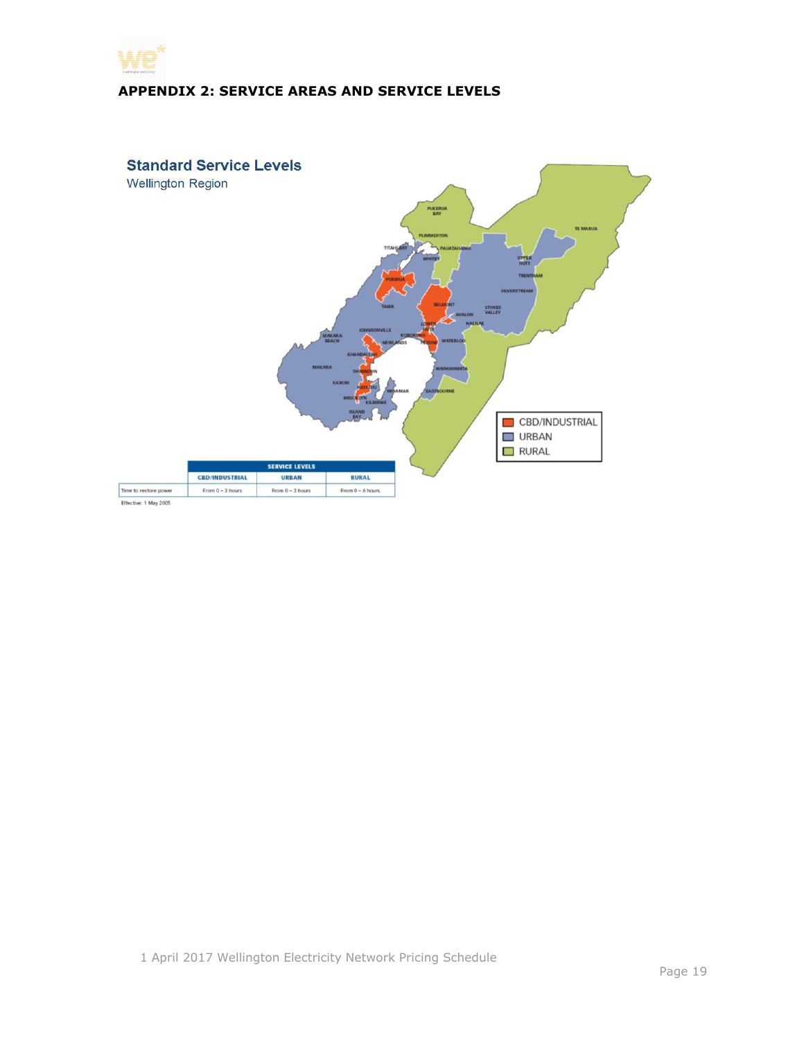## APPENDIX 2: SERVICE AREAS AND SERVICE LEVELS

Standard Service Levels

Wellington Region

PUKERUA BAY
PLIMMERTON
TITAHI BAY
PAUATAHANUI
WHITBY
PORIRUA
TAWA
BELMONT
UPPER HUTT
TRENTHAM
SILVERSTREAM
STOKES VALLEY
AVALON
NAENAE
LOWER HUTT
JOHNSONVILLE
KOROKORO
PETONE
WATERLOO
NEWLANDS
MAKARA BEACH
KHANDALLAH
MAKARA
THORNDON
KARORI
WAINUIOMATA
KELBURN
HATAITAI
BROOKLYN
MIRAMAR
KILBIRNIE
EASTBOURNE
ISLAND BAY
TE MARUA

CBD/INDUSTRIAL
URBAN
RURAL

| | SERVICE LEVELS | | |
|---|---|---|---|
| | CBD/INDUSTRIAL | URBAN | RURAL |
| Time to restore power | From 0 – 3 hours | From 0 – 3 hours | From 0 – 6 hours |

Effective: 1 May 2005